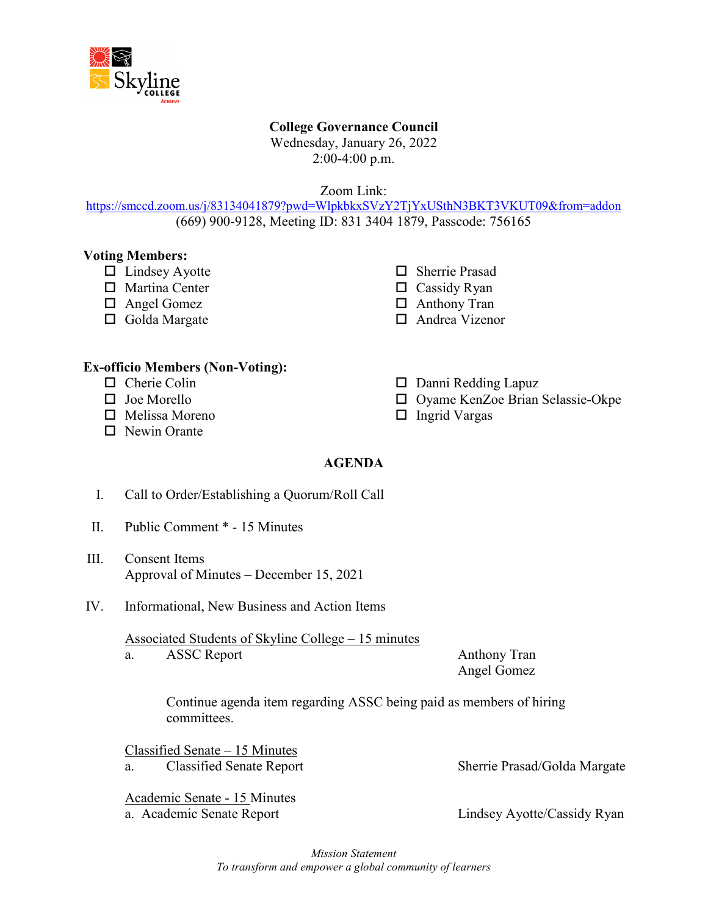**College Governance Council**
Wednesday, January 26, 2022
2:00-4:00 p.m.

Zoom Link:
https://smccd.zoom.us/j/83134041879?pwd=WlpkbkxSVzY2TjYxUSthN3BKT3VKUT09&from=addon
(669) 900-9128, Meeting ID: 831 3404 1879, Passcode: 756165

**Voting Members:**

- ☐ Lindsey Ayotte
- ☐ Martina Center
- ☐ Angel Gomez
- ☐ Golda Margate
- ☐ Sherrie Prasad
- ☐ Cassidy Ryan
- ☐ Anthony Tran
- ☐ Andrea Vizenor

**Ex-officio Members (Non-Voting):**

- ☐ Cherie Colin
- ☐ Joe Morello
- ☐ Melissa Moreno
- ☐ Newin Orante
- ☐ Danni Redding Lapuz
- ☐ Oyame KenZoe Brian Selassie-Okpe
- ☐ Ingrid Vargas

**AGENDA**

I. Call to Order/Establishing a Quorum/Roll Call

II. Public Comment * - 15 Minutes

III. Consent Items
Approval of Minutes – December 15, 2021

IV. Informational, New Business and Action Items

Associated Students of Skyline College – 15 minutes

a. ASSC Report — Anthony Tran, Angel Gomez

Continue agenda item regarding ASSC being paid as members of hiring committees.

Classified Senate – 15 Minutes

a. Classified Senate Report — Sherrie Prasad/Golda Margate

Academic Senate - 15 Minutes

a. Academic Senate Report — Lindsey Ayotte/Cassidy Ryan

*Mission Statement*
*To transform and empower a global community of learners*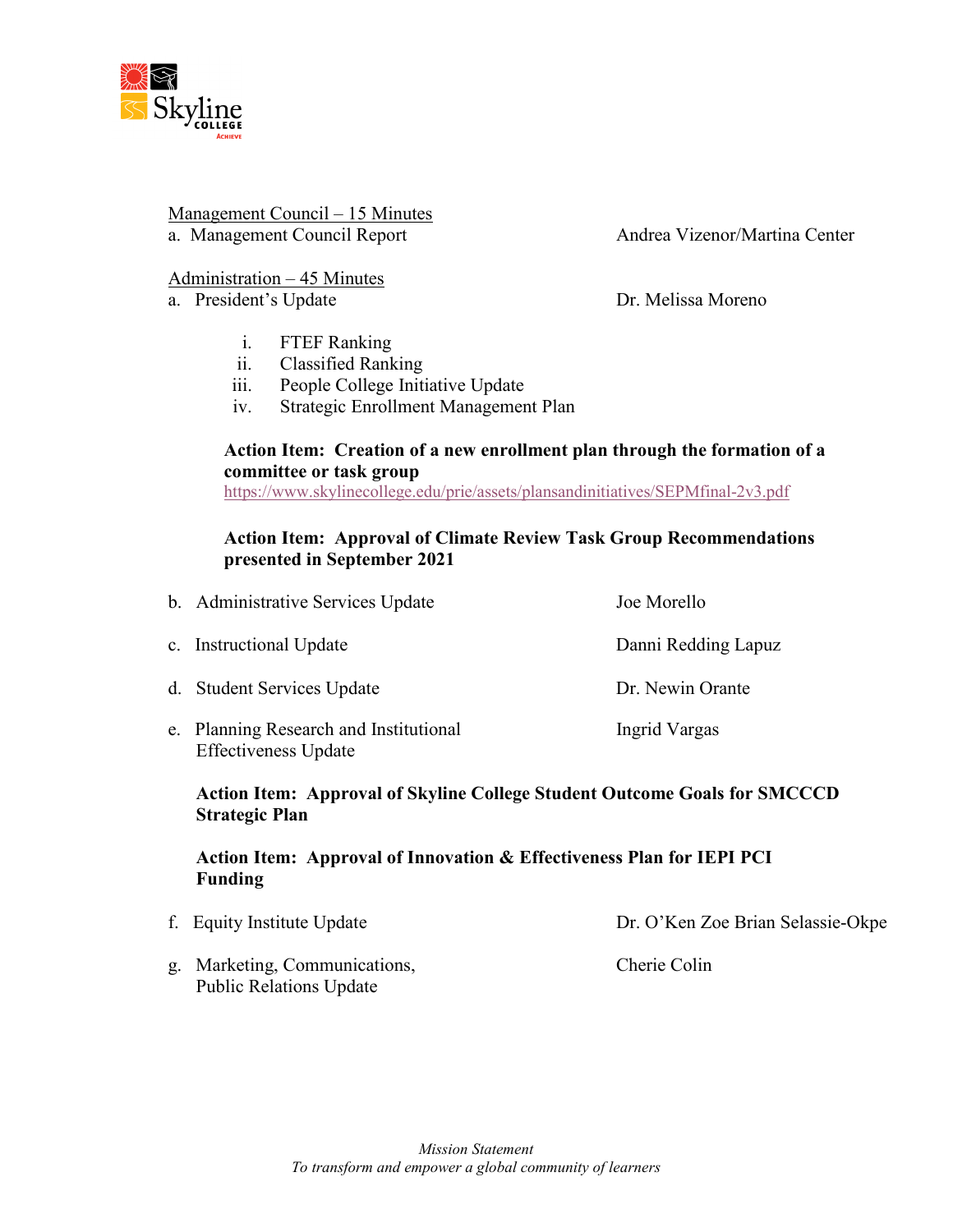Management Council – 15 Minutes

a. Management Council Report — Andrea Vizenor/Martina Center

Administration – 45 Minutes

a. President's Update — Dr. Melissa Moreno

   i. FTEF Ranking
   ii. Classified Ranking
   iii. People College Initiative Update
   iv. Strategic Enrollment Management Plan

   **Action Item: Creation of a new enrollment plan through the formation of a committee or task group**
   https://www.skylinecollege.edu/prie/assets/plansandinitiatives/SEPMfinal-2v3.pdf

   **Action Item: Approval of Climate Review Task Group Recommendations presented in September 2021**

b. Administrative Services Update — Joe Morello

c. Instructional Update — Danni Redding Lapuz

d. Student Services Update — Dr. Newin Orante

e. Planning Research and Institutional Effectiveness Update — Ingrid Vargas

   **Action Item: Approval of Skyline College Student Outcome Goals for SMCCCD Strategic Plan**

   **Action Item: Approval of Innovation & Effectiveness Plan for IEPI PCI Funding**

f. Equity Institute Update — Dr. O'Ken Zoe Brian Selassie-Okpe

g. Marketing, Communications, Public Relations Update — Cherie Colin

*Mission Statement*
*To transform and empower a global community of learners*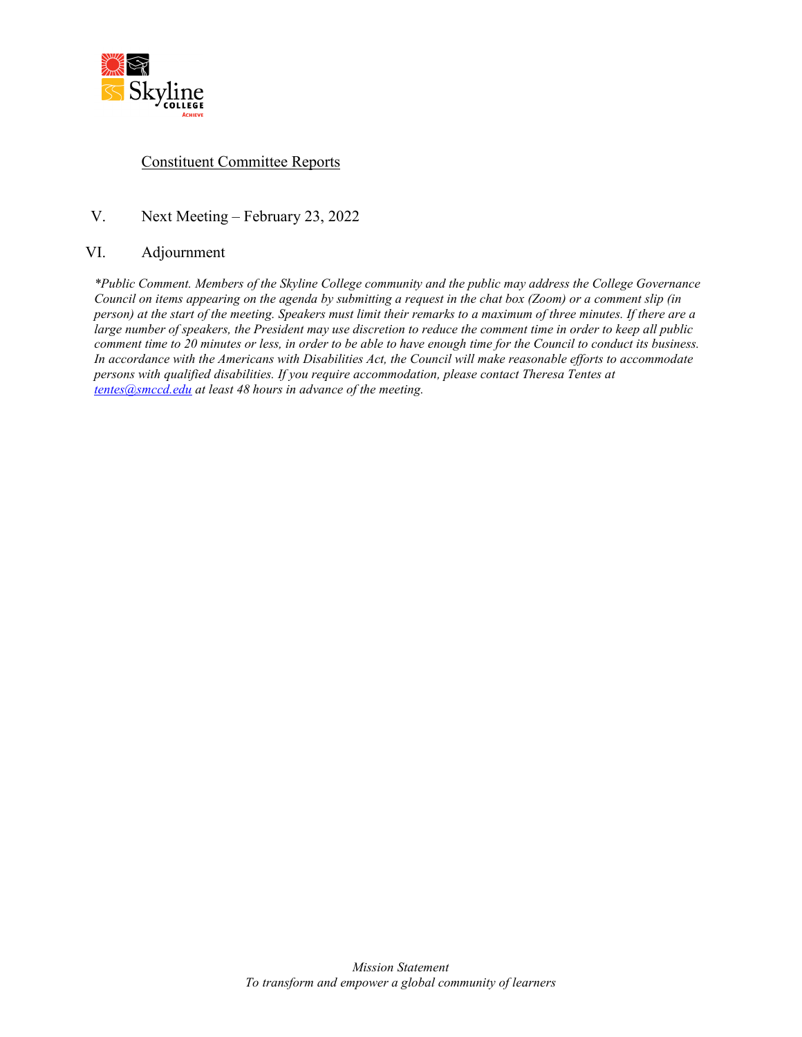Constituent Committee Reports

V. Next Meeting – February 23, 2022

VI. Adjournment

*\*Public Comment. Members of the Skyline College community and the public may address the College Governance Council on items appearing on the agenda by submitting a request in the chat box (Zoom) or a comment slip (in person) at the start of the meeting. Speakers must limit their remarks to a maximum of three minutes. If there are a large number of speakers, the President may use discretion to reduce the comment time in order to keep all public comment time to 20 minutes or less, in order to be able to have enough time for the Council to conduct its business. In accordance with the Americans with Disabilities Act, the Council will make reasonable efforts to accommodate persons with qualified disabilities. If you require accommodation, please contact Theresa Tentes at tentes@smccd.edu at least 48 hours in advance of the meeting.*

*Mission Statement*
*To transform and empower a global community of learners*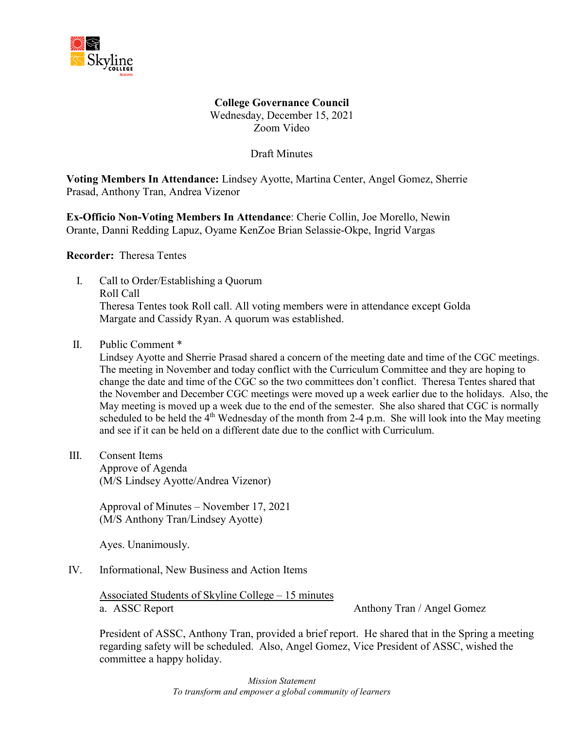**College Governance Council**
Wednesday, December 15, 2021
Zoom Video

Draft Minutes

**Voting Members In Attendance:** Lindsey Ayotte, Martina Center, Angel Gomez, Sherrie Prasad, Anthony Tran, Andrea Vizenor

**Ex-Officio Non-Voting Members In Attendance**: Cherie Collin, Joe Morello, Newin Orante, Danni Redding Lapuz, Oyame KenZoe Brian Selassie-Okpe, Ingrid Vargas

**Recorder:** Theresa Tentes

I. Call to Order/Establishing a Quorum
Roll Call
Theresa Tentes took Roll call. All voting members were in attendance except Golda Margate and Cassidy Ryan. A quorum was established.

II. Public Comment *
Lindsey Ayotte and Sherrie Prasad shared a concern of the meeting date and time of the CGC meetings. The meeting in November and today conflict with the Curriculum Committee and they are hoping to change the date and time of the CGC so the two committees don't conflict. Theresa Tentes shared that the November and December CGC meetings were moved up a week earlier due to the holidays. Also, the May meeting is moved up a week due to the end of the semester. She also shared that CGC is normally scheduled to be held the 4th Wednesday of the month from 2-4 p.m. She will look into the May meeting and see if it can be held on a different date due to the conflict with Curriculum.

III. Consent Items
Approve of Agenda
(M/S Lindsey Ayotte/Andrea Vizenor)

Approval of Minutes – November 17, 2021
(M/S Anthony Tran/Lindsey Ayotte)

Ayes. Unanimously.

IV. Informational, New Business and Action Items

<u>Associated Students of Skyline College – 15 minutes</u>
a. ASSC Report — Anthony Tran / Angel Gomez

President of ASSC, Anthony Tran, provided a brief report. He shared that in the Spring a meeting regarding safety will be scheduled. Also, Angel Gomez, Vice President of ASSC, wished the committee a happy holiday.

*Mission Statement*
*To transform and empower a global community of learners*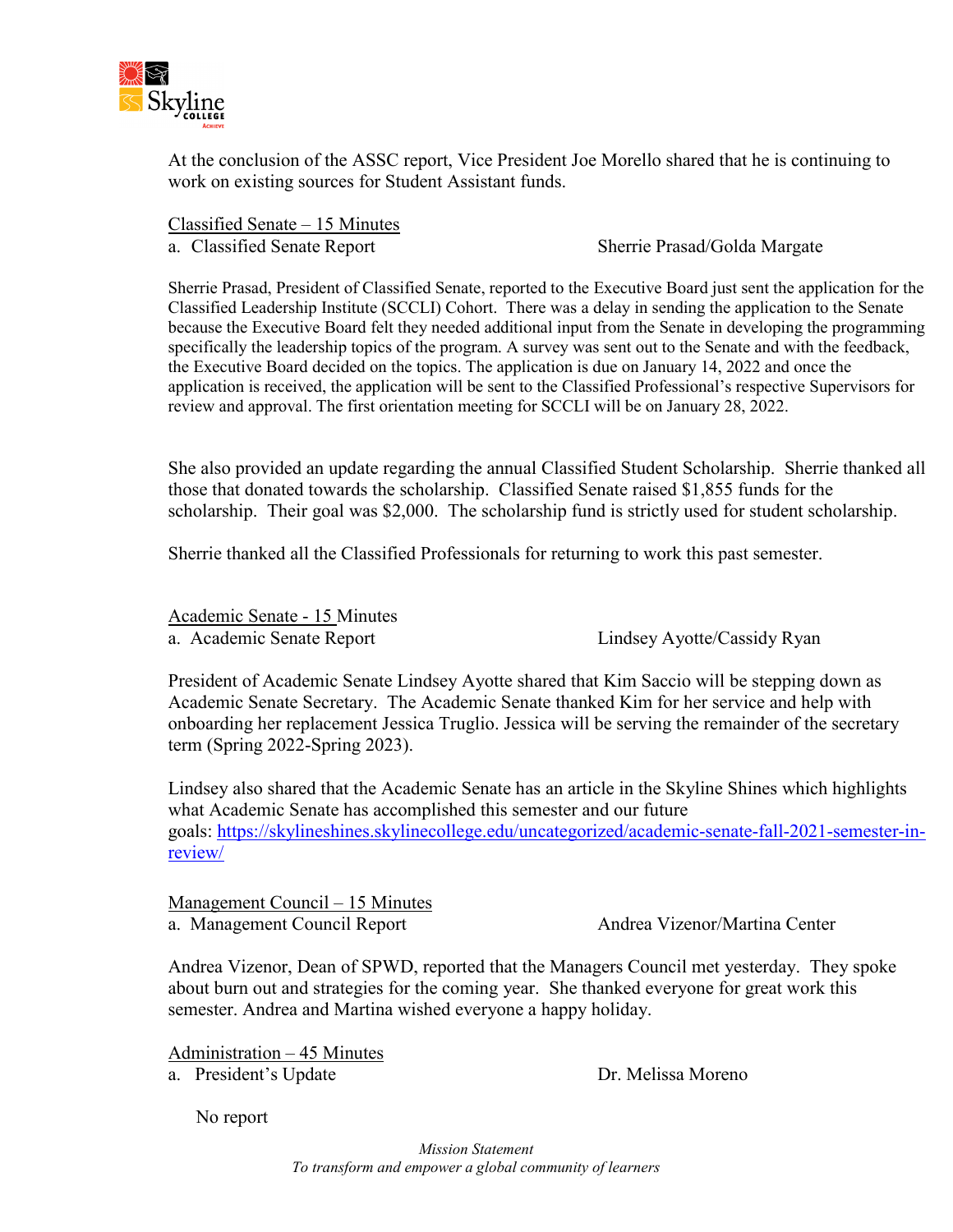At the conclusion of the ASSC report, Vice President Joe Morello shared that he is continuing to work on existing sources for Student Assistant funds.

Classified Senate – 15 Minutes

a. Classified Senate Report — Sherrie Prasad/Golda Margate

Sherrie Prasad, President of Classified Senate, reported to the Executive Board just sent the application for the Classified Leadership Institute (SCCLI) Cohort. There was a delay in sending the application to the Senate because the Executive Board felt they needed additional input from the Senate in developing the programming specifically the leadership topics of the program. A survey was sent out to the Senate and with the feedback, the Executive Board decided on the topics. The application is due on January 14, 2022 and once the application is received, the application will be sent to the Classified Professional's respective Supervisors for review and approval. The first orientation meeting for SCCLI will be on January 28, 2022.

She also provided an update regarding the annual Classified Student Scholarship. Sherrie thanked all those that donated towards the scholarship. Classified Senate raised $1,855 funds for the scholarship. Their goal was $2,000. The scholarship fund is strictly used for student scholarship.

Sherrie thanked all the Classified Professionals for returning to work this past semester.

Academic Senate - 15 Minutes

a. Academic Senate Report — Lindsey Ayotte/Cassidy Ryan

President of Academic Senate Lindsey Ayotte shared that Kim Saccio will be stepping down as Academic Senate Secretary. The Academic Senate thanked Kim for her service and help with onboarding her replacement Jessica Truglio. Jessica will be serving the remainder of the secretary term (Spring 2022-Spring 2023).

Lindsey also shared that the Academic Senate has an article in the Skyline Shines which highlights what Academic Senate has accomplished this semester and our future goals: https://skylineshines.skylinecollege.edu/uncategorized/academic-senate-fall-2021-semester-in-review/

Management Council – 15 Minutes

a. Management Council Report — Andrea Vizenor/Martina Center

Andrea Vizenor, Dean of SPWD, reported that the Managers Council met yesterday. They spoke about burn out and strategies for the coming year. She thanked everyone for great work this semester. Andrea and Martina wished everyone a happy holiday.

Administration – 45 Minutes

a. President's Update — Dr. Melissa Moreno

No report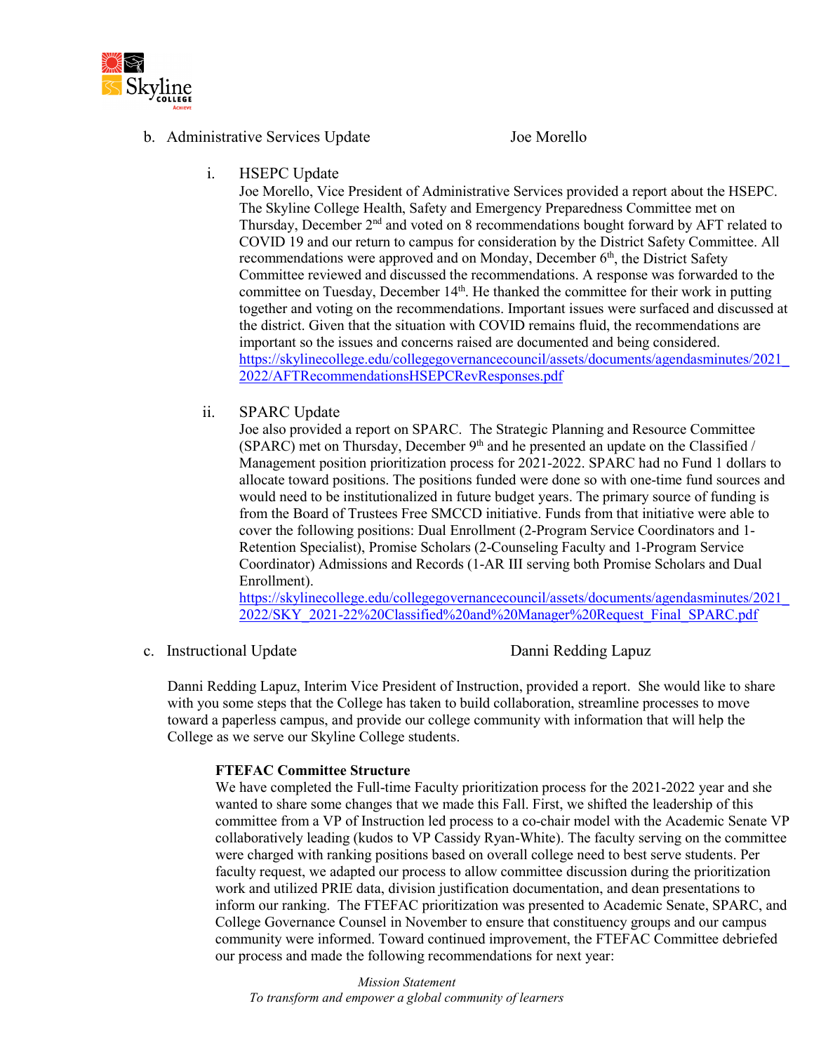b. Administrative Services Update Joe Morello

i. HSEPC Update

Joe Morello, Vice President of Administrative Services provided a report about the HSEPC. The Skyline College Health, Safety and Emergency Preparedness Committee met on Thursday, December 2nd and voted on 8 recommendations bought forward by AFT related to COVID 19 and our return to campus for consideration by the District Safety Committee. All recommendations were approved and on Monday, December 6th, the District Safety Committee reviewed and discussed the recommendations. A response was forwarded to the committee on Tuesday, December 14th. He thanked the committee for their work in putting together and voting on the recommendations. Important issues were surfaced and discussed at the district. Given that the situation with COVID remains fluid, the recommendations are important so the issues and concerns raised are documented and being considered. https://skylinecollege.edu/collegegovernancecouncil/assets/documents/agendasminutes/2021_2022/AFTRecommendationsHSEPCRevResponses.pdf

ii. SPARC Update

Joe also provided a report on SPARC. The Strategic Planning and Resource Committee (SPARC) met on Thursday, December 9th and he presented an update on the Classified / Management position prioritization process for 2021-2022. SPARC had no Fund 1 dollars to allocate toward positions. The positions funded were done so with one-time fund sources and would need to be institutionalized in future budget years. The primary source of funding is from the Board of Trustees Free SMCCD initiative. Funds from that initiative were able to cover the following positions: Dual Enrollment (2-Program Service Coordinators and 1-Retention Specialist), Promise Scholars (2-Counseling Faculty and 1-Program Service Coordinator) Admissions and Records (1-AR III serving both Promise Scholars and Dual Enrollment).
https://skylinecollege.edu/collegegovernancecouncil/assets/documents/agendasminutes/2021_2022/SKY_2021-22%20Classified%20and%20Manager%20Request_Final_SPARC.pdf

c. Instructional Update Danni Redding Lapuz

Danni Redding Lapuz, Interim Vice President of Instruction, provided a report. She would like to share with you some steps that the College has taken to build collaboration, streamline processes to move toward a paperless campus, and provide our college community with information that will help the College as we serve our Skyline College students.

**FTEFAC Committee Structure**

We have completed the Full-time Faculty prioritization process for the 2021-2022 year and she wanted to share some changes that we made this Fall. First, we shifted the leadership of this committee from a VP of Instruction led process to a co-chair model with the Academic Senate VP collaboratively leading (kudos to VP Cassidy Ryan-White). The faculty serving on the committee were charged with ranking positions based on overall college need to best serve students. Per faculty request, we adapted our process to allow committee discussion during the prioritization work and utilized PRIE data, division justification documentation, and dean presentations to inform our ranking. The FTEFAC prioritization was presented to Academic Senate, SPARC, and College Governance Counsel in November to ensure that constituency groups and our campus community were informed. Toward continued improvement, the FTEFAC Committee debriefed our process and made the following recommendations for next year: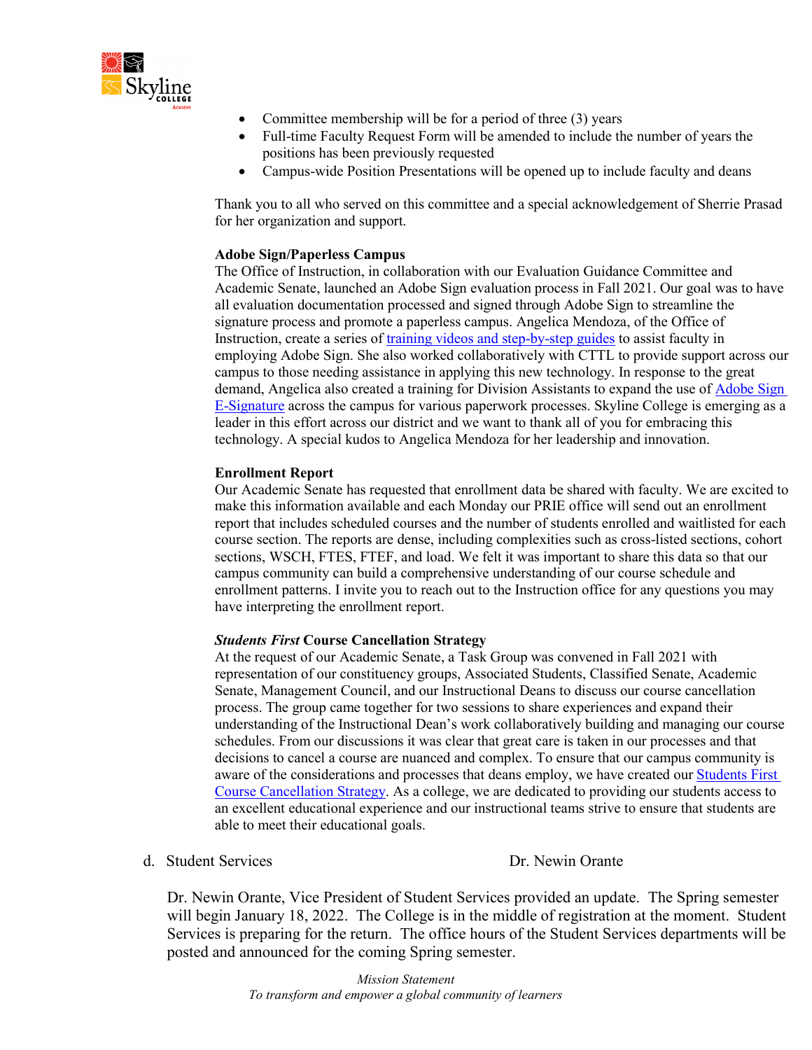- Committee membership will be for a period of three (3) years
- Full-time Faculty Request Form will be amended to include the number of years the positions has been previously requested
- Campus-wide Position Presentations will be opened up to include faculty and deans

Thank you to all who served on this committee and a special acknowledgement of Sherrie Prasad for her organization and support.

**Adobe Sign/Paperless Campus**

The Office of Instruction, in collaboration with our Evaluation Guidance Committee and Academic Senate, launched an Adobe Sign evaluation process in Fall 2021. Our goal was to have all evaluation documentation processed and signed through Adobe Sign to streamline the signature process and promote a paperless campus. Angelica Mendoza, of the Office of Instruction, create a series of training videos and step-by-step guides to assist faculty in employing Adobe Sign. She also worked collaboratively with CTTL to provide support across our campus to those needing assistance in applying this new technology. In response to the great demand, Angelica also created a training for Division Assistants to expand the use of Adobe Sign E-Signature across the campus for various paperwork processes. Skyline College is emerging as a leader in this effort across our district and we want to thank all of you for embracing this technology. A special kudos to Angelica Mendoza for her leadership and innovation.

**Enrollment Report**

Our Academic Senate has requested that enrollment data be shared with faculty. We are excited to make this information available and each Monday our PRIE office will send out an enrollment report that includes scheduled courses and the number of students enrolled and waitlisted for each course section. The reports are dense, including complexities such as cross-listed sections, cohort sections, WSCH, FTES, FTEF, and load. We felt it was important to share this data so that our campus community can build a comprehensive understanding of our course schedule and enrollment patterns. I invite you to reach out to the Instruction office for any questions you may have interpreting the enrollment report.

***Students First* Course Cancellation Strategy**

At the request of our Academic Senate, a Task Group was convened in Fall 2021 with representation of our constituency groups, Associated Students, Classified Senate, Academic Senate, Management Council, and our Instructional Deans to discuss our course cancellation process. The group came together for two sessions to share experiences and expand their understanding of the Instructional Dean's work collaboratively building and managing our course schedules. From our discussions it was clear that great care is taken in our processes and that decisions to cancel a course are nuanced and complex. To ensure that our campus community is aware of the considerations and processes that deans employ, we have created our Students First Course Cancellation Strategy. As a college, we are dedicated to providing our students access to an excellent educational experience and our instructional teams strive to ensure that students are able to meet their educational goals.

d. Student Services — Dr. Newin Orante

Dr. Newin Orante, Vice President of Student Services provided an update. The Spring semester will begin January 18, 2022. The College is in the middle of registration at the moment. Student Services is preparing for the return. The office hours of the Student Services departments will be posted and announced for the coming Spring semester.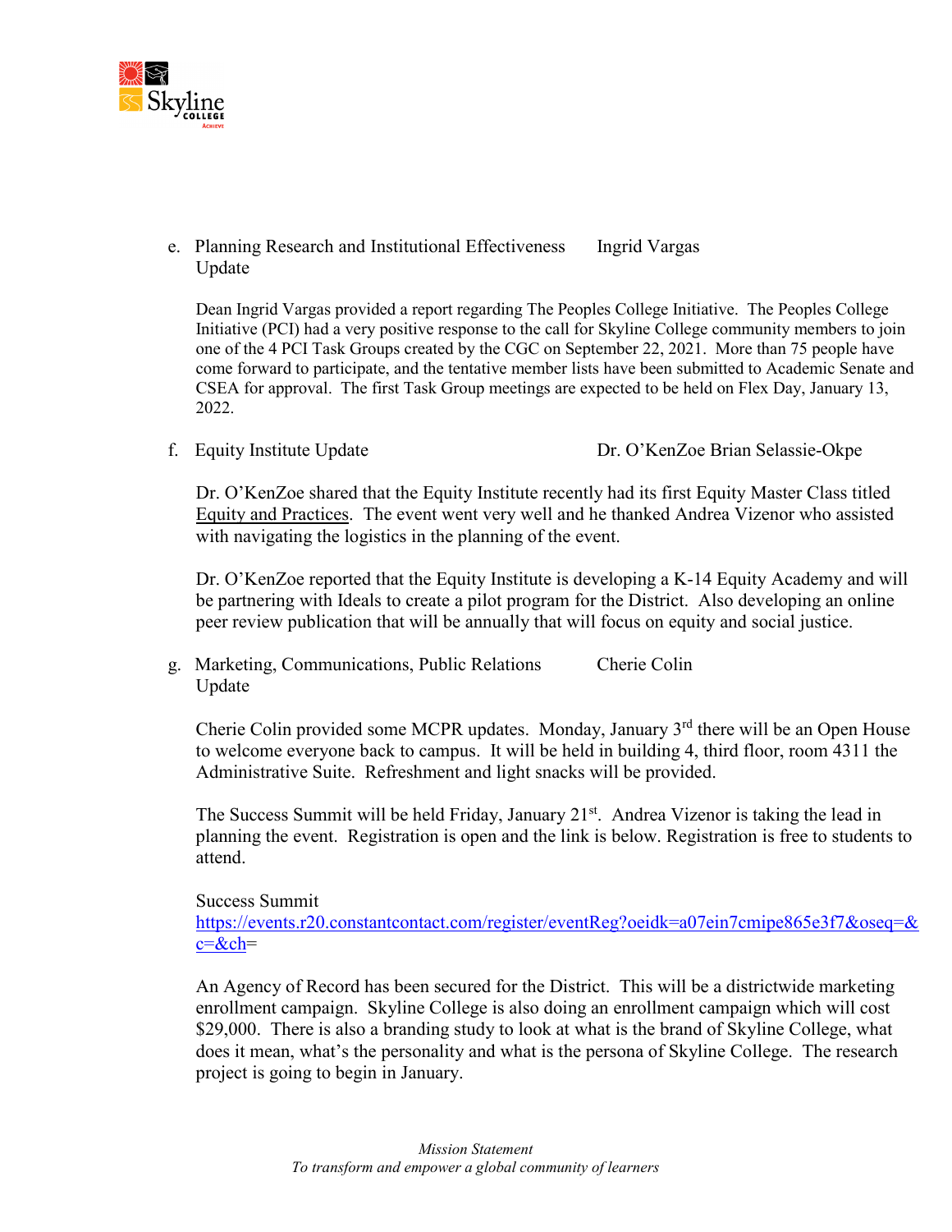e. Planning Research and Institutional Effectiveness Update — Ingrid Vargas

Dean Ingrid Vargas provided a report regarding The Peoples College Initiative. The Peoples College Initiative (PCI) had a very positive response to the call for Skyline College community members to join one of the 4 PCI Task Groups created by the CGC on September 22, 2021. More than 75 people have come forward to participate, and the tentative member lists have been submitted to Academic Senate and CSEA for approval. The first Task Group meetings are expected to be held on Flex Day, January 13, 2022.

f. Equity Institute Update — Dr. O'KenZoe Brian Selassie-Okpe

Dr. O'KenZoe shared that the Equity Institute recently had its first Equity Master Class titled Equity and Practices. The event went very well and he thanked Andrea Vizenor who assisted with navigating the logistics in the planning of the event.

Dr. O'KenZoe reported that the Equity Institute is developing a K-14 Equity Academy and will be partnering with Ideals to create a pilot program for the District. Also developing an online peer review publication that will be annually that will focus on equity and social justice.

g. Marketing, Communications, Public Relations Update — Cherie Colin

Cherie Colin provided some MCPR updates. Monday, January 3rd there will be an Open House to welcome everyone back to campus. It will be held in building 4, third floor, room 4311 the Administrative Suite. Refreshment and light snacks will be provided.

The Success Summit will be held Friday, January 21st. Andrea Vizenor is taking the lead in planning the event. Registration is open and the link is below. Registration is free to students to attend.

Success Summit
https://events.r20.constantcontact.com/register/eventReg?oeidk=a07ein7cmipe865e3f7&oseq=&c=&ch=

An Agency of Record has been secured for the District. This will be a districtwide marketing enrollment campaign. Skyline College is also doing an enrollment campaign which will cost $29,000. There is also a branding study to look at what is the brand of Skyline College, what does it mean, what's the personality and what is the persona of Skyline College. The research project is going to begin in January.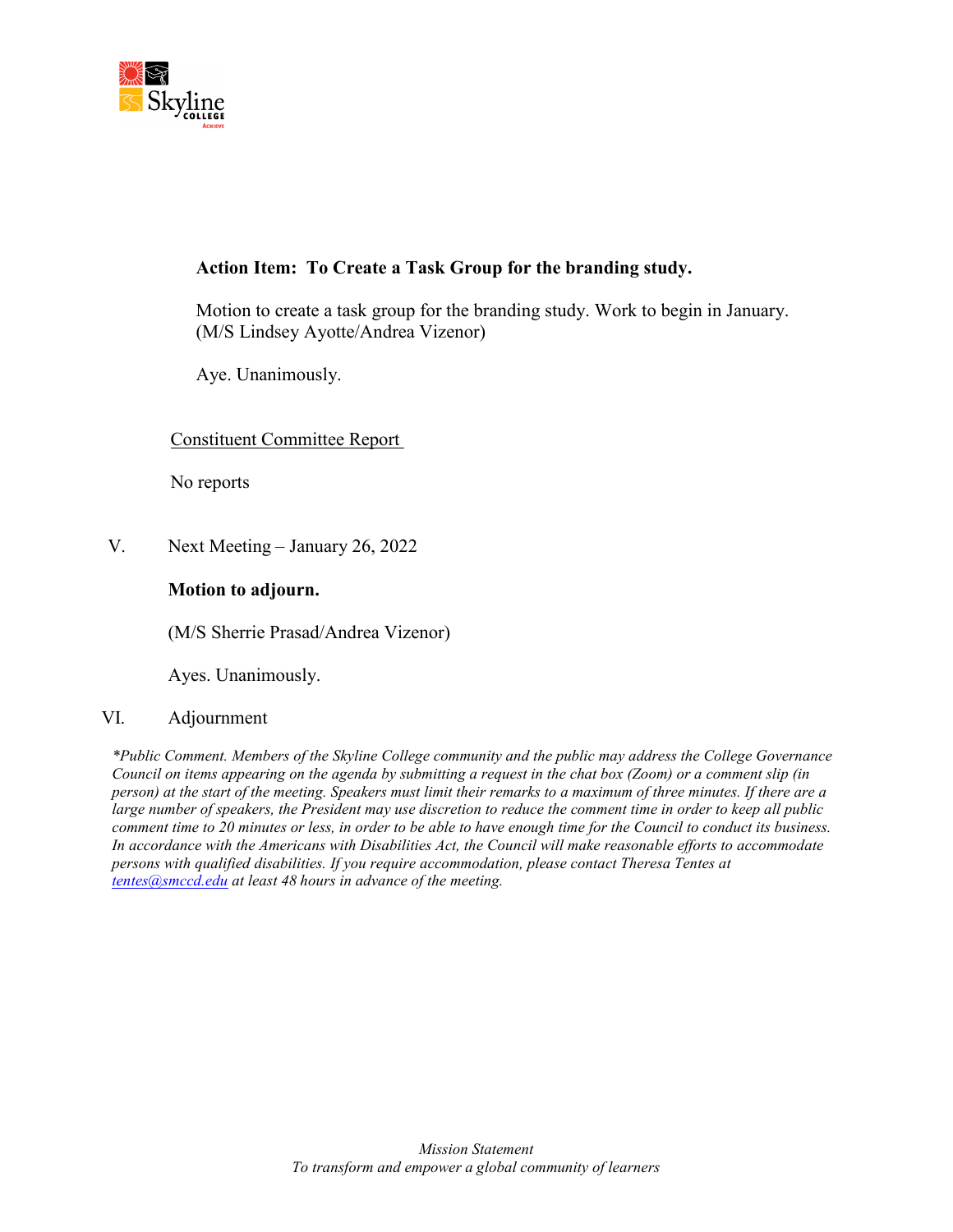**Action Item: To Create a Task Group for the branding study.**

Motion to create a task group for the branding study. Work to begin in January. (M/S Lindsey Ayotte/Andrea Vizenor)

Aye. Unanimously.

<u>Constituent Committee Report</u>

No reports

V. Next Meeting – January 26, 2022

**Motion to adjourn.**

(M/S Sherrie Prasad/Andrea Vizenor)

Ayes. Unanimously.

VI. Adjournment

*\*Public Comment. Members of the Skyline College community and the public may address the College Governance Council on items appearing on the agenda by submitting a request in the chat box (Zoom) or a comment slip (in person) at the start of the meeting. Speakers must limit their remarks to a maximum of three minutes. If there are a large number of speakers, the President may use discretion to reduce the comment time in order to keep all public comment time to 20 minutes or less, in order to be able to have enough time for the Council to conduct its business. In accordance with the Americans with Disabilities Act, the Council will make reasonable efforts to accommodate persons with qualified disabilities. If you require accommodation, please contact Theresa Tentes at tentes@smccd.edu at least 48 hours in advance of the meeting.*

*Mission Statement*
*To transform and empower a global community of learners*